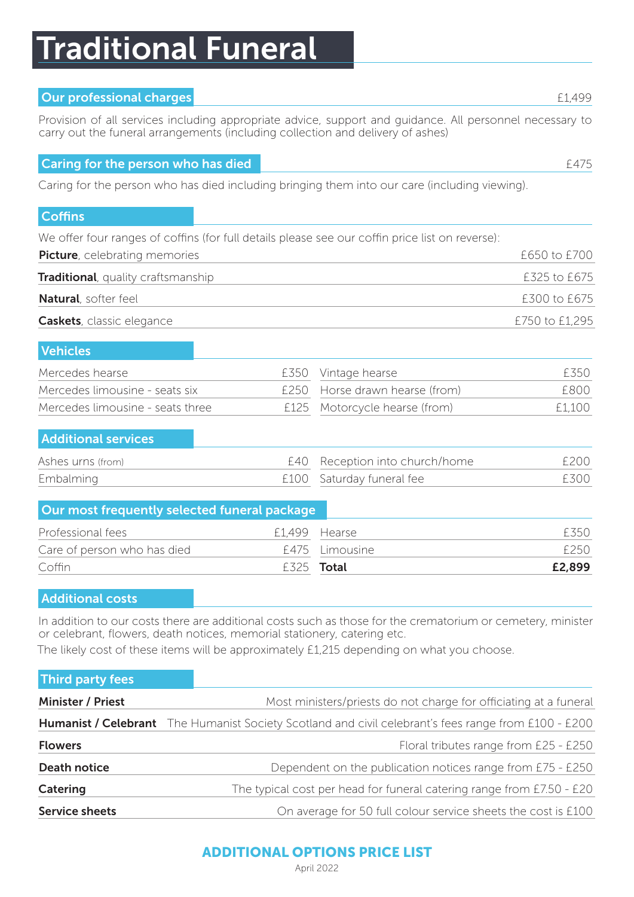# Traditional Funeral

## Our professional charges

£1,499

Provision of all services including appropriate advice, support and guidance. All personnel necessary to carry out the funeral arrangements (including collection and delivery of ashes)

## Caring for the person who has died

£475

Caring for the person who has died including bringing them into our care (including viewing).

## Coffins

We offer four ranges of coffins (for full details please see our coffin price list on reverse):

| | |
|---|---|
| **Picture**, celebrating memories | £650 to £700 |
| **Traditional**, quality craftsmanship | £325 to £675 |
| **Natural**, softer feel | £300 to £675 |
| **Caskets**, classic elegance | £750 to £1,295 |

## Vehicles

| | | | |
|---|---|---|---|
| Mercedes hearse | £350 | Vintage hearse | £350 |
| Mercedes limousine - seats six | £250 | Horse drawn hearse (from) | £800 |
| Mercedes limousine - seats three | £125 | Motorcycle hearse (from) | £1,100 |

## Additional services

| | | | |
|---|---|---|---|
| Ashes urns (from) | £40 | Reception into church/home | £200 |
| Embalming | £100 | Saturday funeral fee | £300 |

## Our most frequently selected funeral package

| | | | |
|---|---|---|---|
| Professional fees | £1,499 | Hearse | £350 |
| Care of person who has died | £475 | Limousine | £250 |
| Coffin | £325 | **Total** | **£2,899** |

## Additional costs

In addition to our costs there are additional costs such as those for the crematorium or cemetery, minister or celebrant, flowers, death notices, memorial stationery, catering etc.

The likely cost of these items will be approximately £1,215 depending on what you choose.

## Third party fees

| | |
|---|---|
| **Minister / Priest** | Most ministers/priests do not charge for officiating at a funeral |
| **Humanist / Celebrant** | The Humanist Society Scotland and civil celebrant's fees range from £100 - £200 |
| **Flowers** | Floral tributes range from £25 - £250 |
| **Death notice** | Dependent on the publication notices range from £75 - £250 |
| **Catering** | The typical cost per head for funeral catering range from £7.50 - £20 |
| **Service sheets** | On average for 50 full colour service sheets the cost is £100 |

**ADDITIONAL OPTIONS PRICE LIST**

April 2022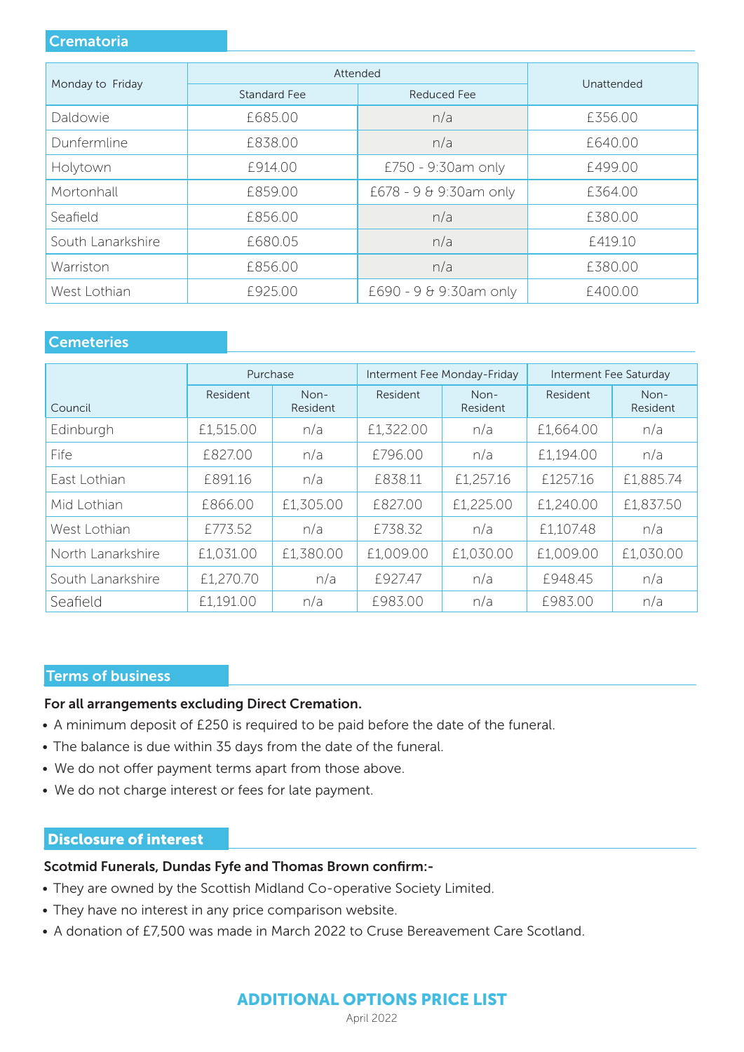## Crematoria

| Monday to Friday | Attended | | Unattended |
|---|---|---|---|
| | Standard Fee | Reduced Fee | |
| Daldowie | £685.00 | n/a | £356.00 |
| Dunfermline | £838.00 | n/a | £640.00 |
| Holytown | £914.00 | £750 - 9:30am only | £499.00 |
| Mortonhall | £859.00 | £678 - 9 & 9:30am only | £364.00 |
| Seafield | £856.00 | n/a | £380.00 |
| South Lanarkshire | £680.05 | n/a | £419.10 |
| Warriston | £856.00 | n/a | £380.00 |
| West Lothian | £925.00 | £690 - 9 & 9:30am only | £400.00 |

## Cemeteries

| Council | Purchase | | Interment Fee Monday-Friday | | Interment Fee Saturday | |
|---|---|---|---|---|---|---|
| | Resident | Non-Resident | Resident | Non-Resident | Resident | Non-Resident |
| Edinburgh | £1,515.00 | n/a | £1,322.00 | n/a | £1,664.00 | n/a |
| Fife | £827.00 | n/a | £796.00 | n/a | £1,194.00 | n/a |
| East Lothian | £891.16 | n/a | £838.11 | £1,257.16 | £1257.16 | £1,885.74 |
| Mid Lothian | £866.00 | £1,305.00 | £827.00 | £1,225.00 | £1,240.00 | £1,837.50 |
| West Lothian | £773.52 | n/a | £738.32 | n/a | £1,107.48 | n/a |
| North Lanarkshire | £1,031.00 | £1,380.00 | £1,009.00 | £1,030.00 | £1,009.00 | £1,030.00 |
| South Lanarkshire | £1,270.70 | n/a | £927.47 | n/a | £948.45 | n/a |
| Seafield | £1,191.00 | n/a | £983.00 | n/a | £983.00 | n/a |

## Terms of business

**For all arrangements excluding Direct Cremation.**

- A minimum deposit of £250 is required to be paid before the date of the funeral.
- The balance is due within 35 days from the date of the funeral.
- We do not offer payment terms apart from those above.
- We do not charge interest or fees for late payment.

## Disclosure of interest

**Scotmid Funerals, Dundas Fyfe and Thomas Brown confirm:-**

- They are owned by the Scottish Midland Co-operative Society Limited.
- They have no interest in any price comparison website.
- A donation of £7,500 was made in March 2022 to Cruse Bereavement Care Scotland.

**ADDITIONAL OPTIONS PRICE LIST**

April 2022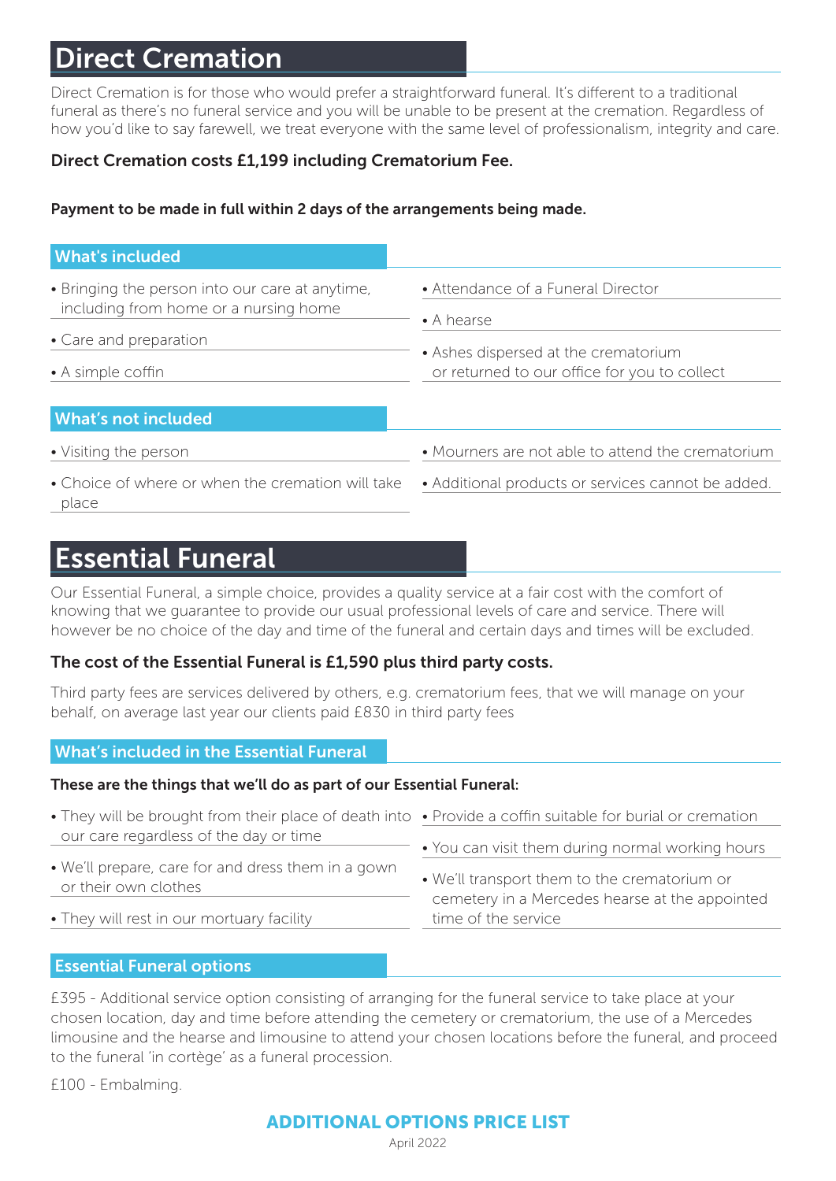# Direct Cremation

Direct Cremation is for those who would prefer a straightforward funeral. It's different to a traditional funeral as there's no funeral service and you will be unable to be present at the cremation. Regardless of how you'd like to say farewell, we treat everyone with the same level of professionalism, integrity and care.

**Direct Cremation costs £1,199 including Crematorium Fee.**

**Payment to be made in full within 2 days of the arrangements being made.**

## What's included

- Bringing the person into our care at anytime, including from home or a nursing home
- Care and preparation
- A simple coffin
- Attendance of a Funeral Director
- A hearse
- Ashes dispersed at the crematorium or returned to our office for you to collect

## What's not included

- Visiting the person
- Choice of where or when the cremation will take place
- Mourners are not able to attend the crematorium
- Additional products or services cannot be added.

# Essential Funeral

Our Essential Funeral, a simple choice, provides a quality service at a fair cost with the comfort of knowing that we guarantee to provide our usual professional levels of care and service. There will however be no choice of the day and time of the funeral and certain days and times will be excluded.

**The cost of the Essential Funeral is £1,590 plus third party costs.**

Third party fees are services delivered by others, e.g. crematorium fees, that we will manage on your behalf, on average last year our clients paid £830 in third party fees

## What's included in the Essential Funeral

**These are the things that we'll do as part of our Essential Funeral:**

- They will be brought from their place of death into our care regardless of the day or time
- We'll prepare, care for and dress them in a gown or their own clothes
- They will rest in our mortuary facility
- Provide a coffin suitable for burial or cremation
- You can visit them during normal working hours
- We'll transport them to the crematorium or cemetery in a Mercedes hearse at the appointed time of the service

## Essential Funeral options

£395 - Additional service option consisting of arranging for the funeral service to take place at your chosen location, day and time before attending the cemetery or crematorium, the use of a Mercedes limousine and the hearse and limousine to attend your chosen locations before the funeral, and proceed to the funeral 'in cortège' as a funeral procession.

£100 - Embalming.

**ADDITIONAL OPTIONS PRICE LIST**

April 2022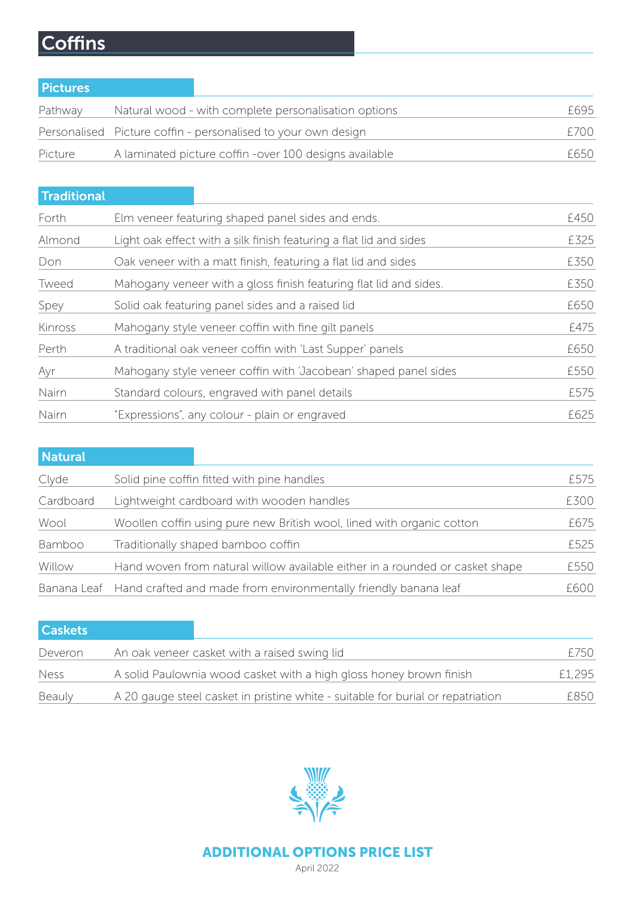# Coffins

## Pictures

| | | |
|---|---|---|
| Pathway | Natural wood - with complete personalisation options | £695 |
| Personalised | Picture coffin - personalised to your own design | £700 |
| Picture | A laminated picture coffin -over 100 designs available | £650 |

## Traditional

| | | |
|---|---|---|
| Forth | Elm veneer featuring shaped panel sides and ends. | £450 |
| Almond | Light oak effect with a silk finish featuring a flat lid and sides | £325 |
| Don | Oak veneer with a matt finish, featuring a flat lid and sides | £350 |
| Tweed | Mahogany veneer with a gloss finish featuring flat lid and sides. | £350 |
| Spey | Solid oak featuring panel sides and a raised lid | £650 |
| Kinross | Mahogany style veneer coffin with fine gilt panels | £475 |
| Perth | A traditional oak veneer coffin with 'Last Supper' panels | £650 |
| Ayr | Mahogany style veneer coffin with 'Jacobean' shaped panel sides | £550 |
| Nairn | Standard colours, engraved with panel details | £575 |
| Nairn | "Expressions", any colour - plain or engraved | £625 |

## Natural

| | | |
|---|---|---|
| Clyde | Solid pine coffin fitted with pine handles | £575 |
| Cardboard | Lightweight cardboard with wooden handles | £300 |
| Wool | Woollen coffin using pure new British wool, lined with organic cotton | £675 |
| Bamboo | Traditionally shaped bamboo coffin | £525 |
| Willow | Hand woven from natural willow available either in a rounded or casket shape | £550 |
| Banana Leaf | Hand crafted and made from environmentally friendly banana leaf | £600 |

## Caskets

| | | |
|---|---|---|
| Deveron | An oak veneer casket with a raised swing lid | £750 |
| Ness | A solid Paulownia wood casket with a high gloss honey brown finish | £1,295 |
| Beauly | A 20 gauge steel casket in pristine white - suitable for burial or repatriation | £850 |

**ADDITIONAL OPTIONS PRICE LIST**

April 2022